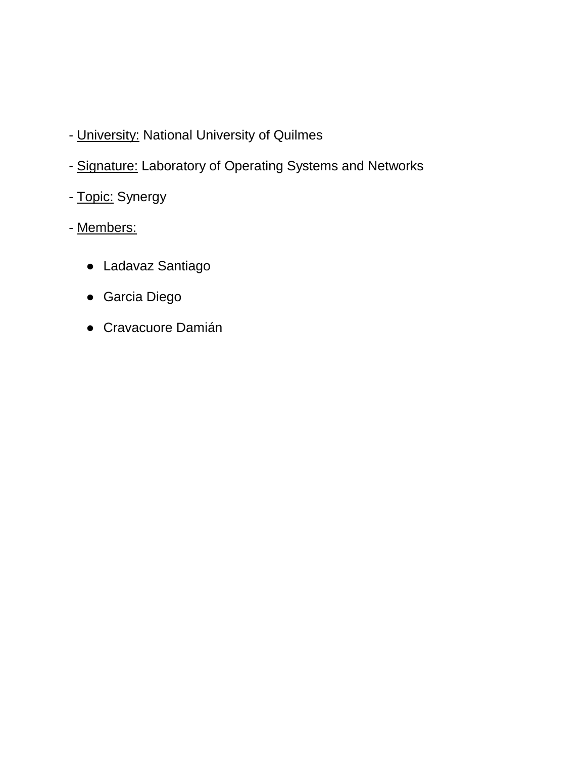- <u>University:</u> National University of Quilmes

- <u>Signature:</u> Laboratory of Operating Systems and Networks

- <u>Topic:</u> Synergy

- <u>Members:</u>

  - Ladavaz Santiago
  - Garcia Diego
  - Cravacuore Damián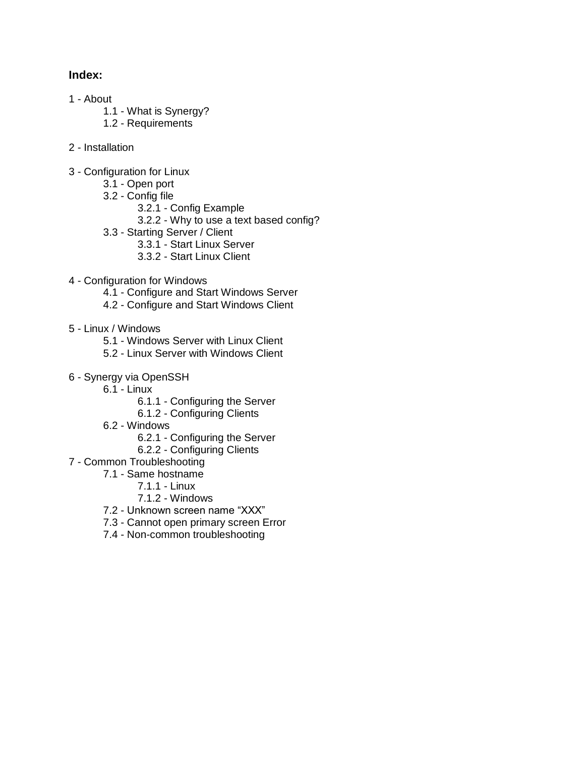**Index:**

1 - About
- 1.1 - What is Synergy?
- 1.2 - Requirements

2 - Installation

3 - Configuration for Linux
- 3.1 - Open port
- 3.2 - Config file
  - 3.2.1 - Config Example
  - 3.2.2 - Why to use a text based config?
- 3.3 - Starting Server / Client
  - 3.3.1 - Start Linux Server
  - 3.3.2 - Start Linux Client

4 - Configuration for Windows
- 4.1 - Configure and Start Windows Server
- 4.2 - Configure and Start Windows Client

5 - Linux / Windows
- 5.1 - Windows Server with Linux Client
- 5.2 - Linux Server with Windows Client

6 - Synergy via OpenSSH
- 6.1 - Linux
  - 6.1.1 - Configuring the Server
  - 6.1.2 - Configuring Clients
- 6.2 - Windows
  - 6.2.1 - Configuring the Server
  - 6.2.2 - Configuring Clients

7 - Common Troubleshooting
- 7.1 - Same hostname
  - 7.1.1 - Linux
  - 7.1.2 - Windows
- 7.2 - Unknown screen name “XXX”
- 7.3 - Cannot open primary screen Error
- 7.4 - Non-common troubleshooting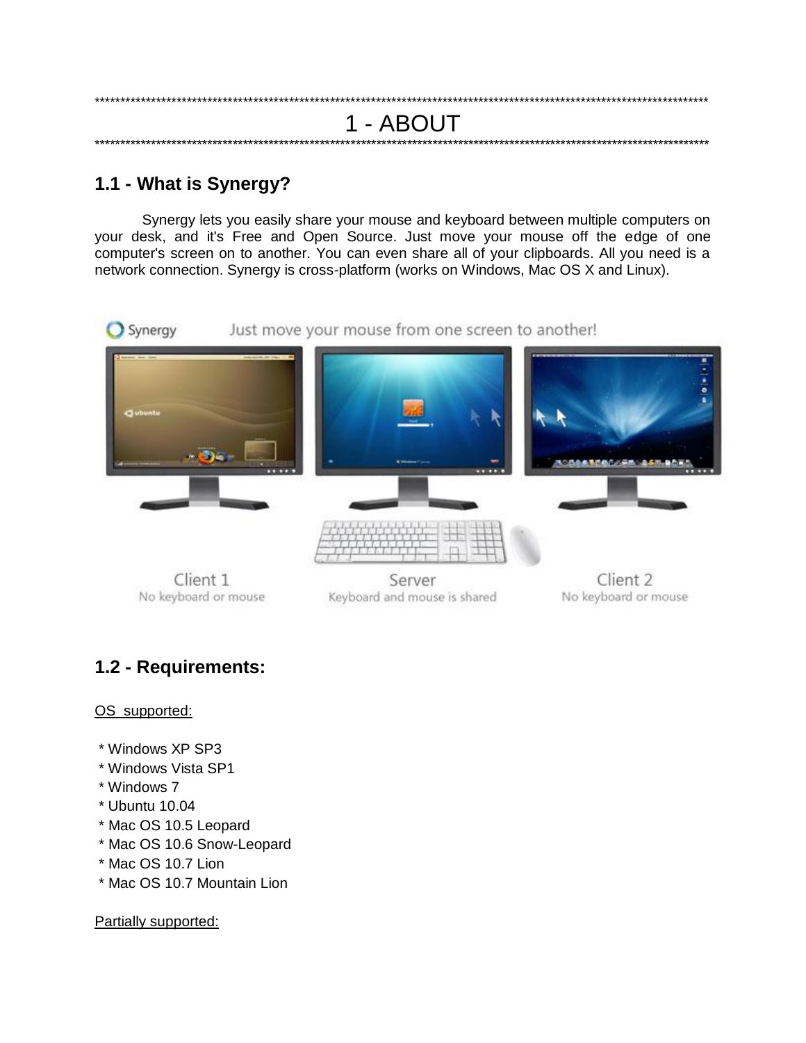***********************************************************************************************************************

# 1 - ABOUT

***********************************************************************************************************************

## 1.1 - What is Synergy?

Synergy lets you easily share your mouse and keyboard between multiple computers on your desk, and it's Free and Open Source. Just move your mouse off the edge of one computer's screen on to another. You can even share all of your clipboards. All you need is a network connection. Synergy is cross-platform (works on Windows, Mac OS X and Linux).

## 1.2 - Requirements:

<u>OS supported:</u>

* Windows XP SP3
* Windows Vista SP1
* Windows 7
* Ubuntu 10.04
* Mac OS 10.5 Leopard
* Mac OS 10.6 Snow-Leopard
* Mac OS 10.7 Lion
* Mac OS 10.7 Mountain Lion

<u>Partially supported:</u>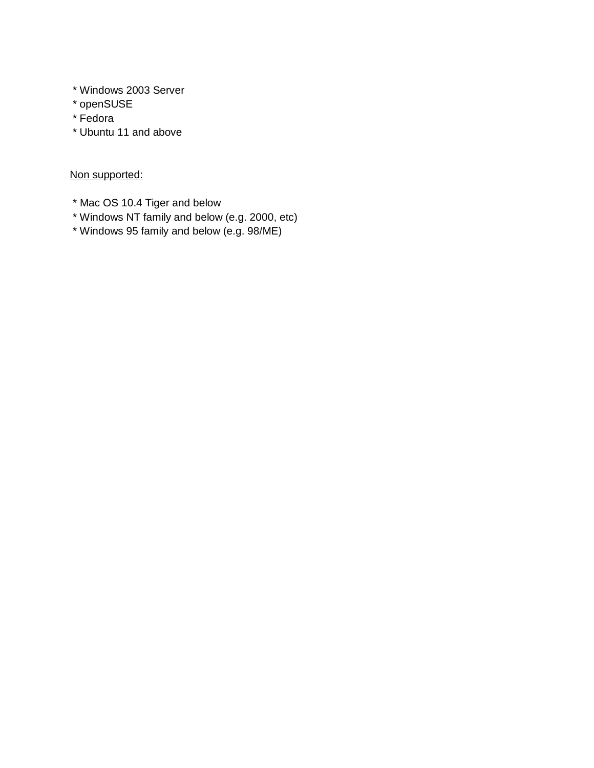* Windows 2003 Server
* openSUSE
* Fedora
* Ubuntu 11 and above

<u>Non supported:</u>

* Mac OS 10.4 Tiger and below
* Windows NT family and below (e.g. 2000, etc)
* Windows 95 family and below (e.g. 98/ME)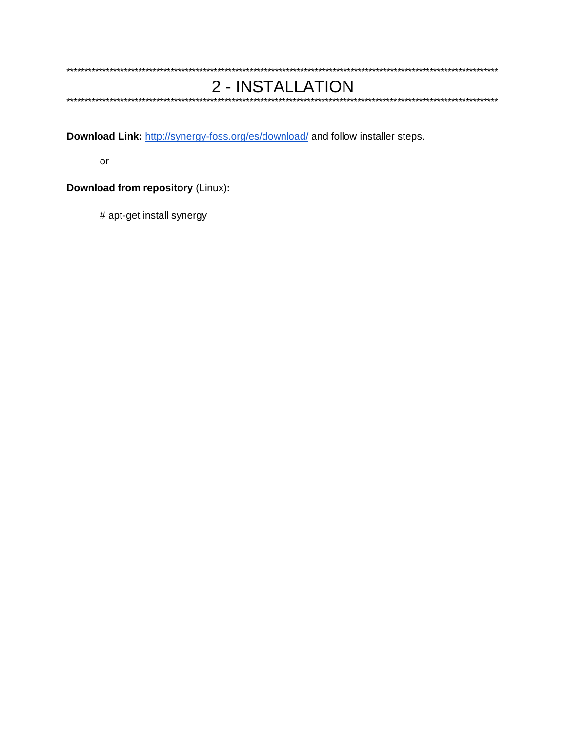**************************************************************************************************************************

# 2 - INSTALLATION

**************************************************************************************************************************

**Download Link:** [http://synergy-foss.org/es/download/](http://synergy-foss.org/es/download/) and follow installer steps.

or

**Download from repository** (Linux)**:**

```
# apt-get install synergy
```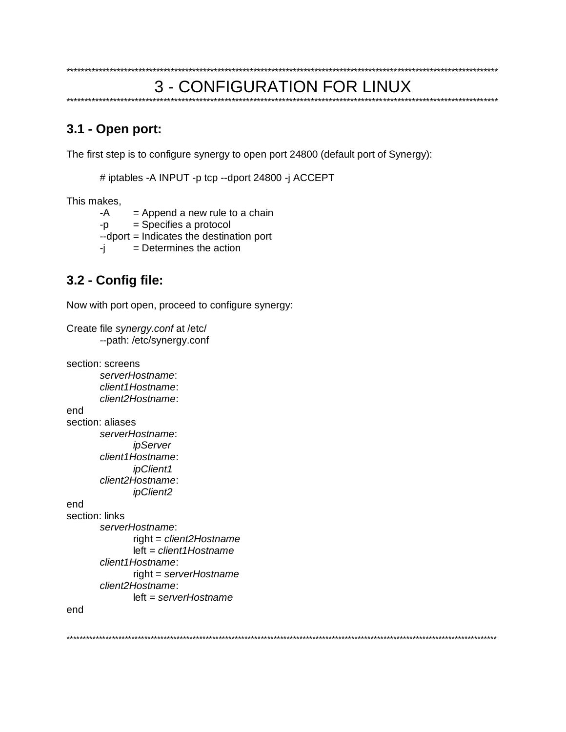*****************************************************************************************************************************

# 3 - CONFIGURATION FOR LINUX

*****************************************************************************************************************************

## 3.1 - Open port:

The first step is to configure synergy to open port 24800 (default port of Synergy):

```
# iptables -A INPUT -p tcp --dport 24800 -j ACCEPT
```

This makes,

- -A = Append a new rule to a chain
- -p = Specifies a protocol
- --dport = Indicates the destination port
- -j = Determines the action

## 3.2 - Config file:

Now with port open, proceed to configure synergy:

Create file *synergy.conf* at /etc/
    --path: /etc/synergy.conf

```
section: screens
	serverHostname:
	client1Hostname:
	client2Hostname:
end
section: aliases
	serverHostname:
		ipServer
	client1Hostname:
		ipClient1
	client2Hostname:
		ipClient2
end
section: links
	serverHostname:
		right = client2Hostname
		left = client1Hostname
	client1Hostname:
		right = serverHostname
	client2Hostname:
		left = serverHostname
end
```

*****************************************************************************************************************************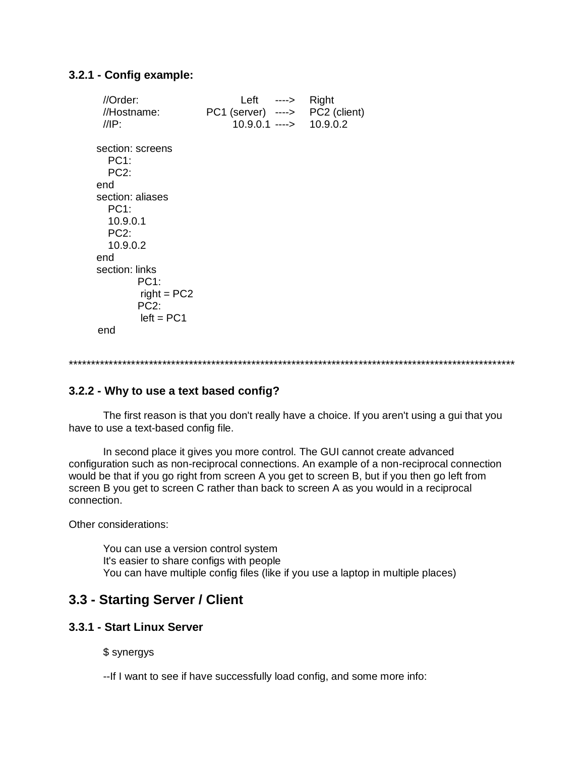### 3.2.1 - Config example:

```
 //Order:                    Left    ---->   Right
 //Hostname:         PC1 (server)   ---->   PC2 (client)
 //IP:                   10.9.0.1  ---->   10.9.0.2

section: screens
   PC1:
   PC2:
end
section: aliases
   PC1:
   10.9.0.1
   PC2:
   10.9.0.2
end
section: links
         PC1:
          right = PC2
         PC2:
          left = PC1
end
```

*****************************************************************************************************

### 3.2.2 - Why to use a text based config?

The first reason is that you don't really have a choice. If you aren't using a gui that you have to use a text-based config file.

In second place it gives you more control. The GUI cannot create advanced configuration such as non-reciprocal connections. An example of a non-reciprocal connection would be that if you go right from screen A you get to screen B, but if you then go left from screen B you get to screen C rather than back to screen A as you would in a reciprocal connection.

Other considerations:

You can use a version control system
It's easier to share configs with people
You can have multiple config files (like if you use a laptop in multiple places)

## 3.3 - Starting Server / Client

### 3.3.1 - Start Linux Server

```
$ synergys
```

--If I want to see if have successfully load config, and some more info: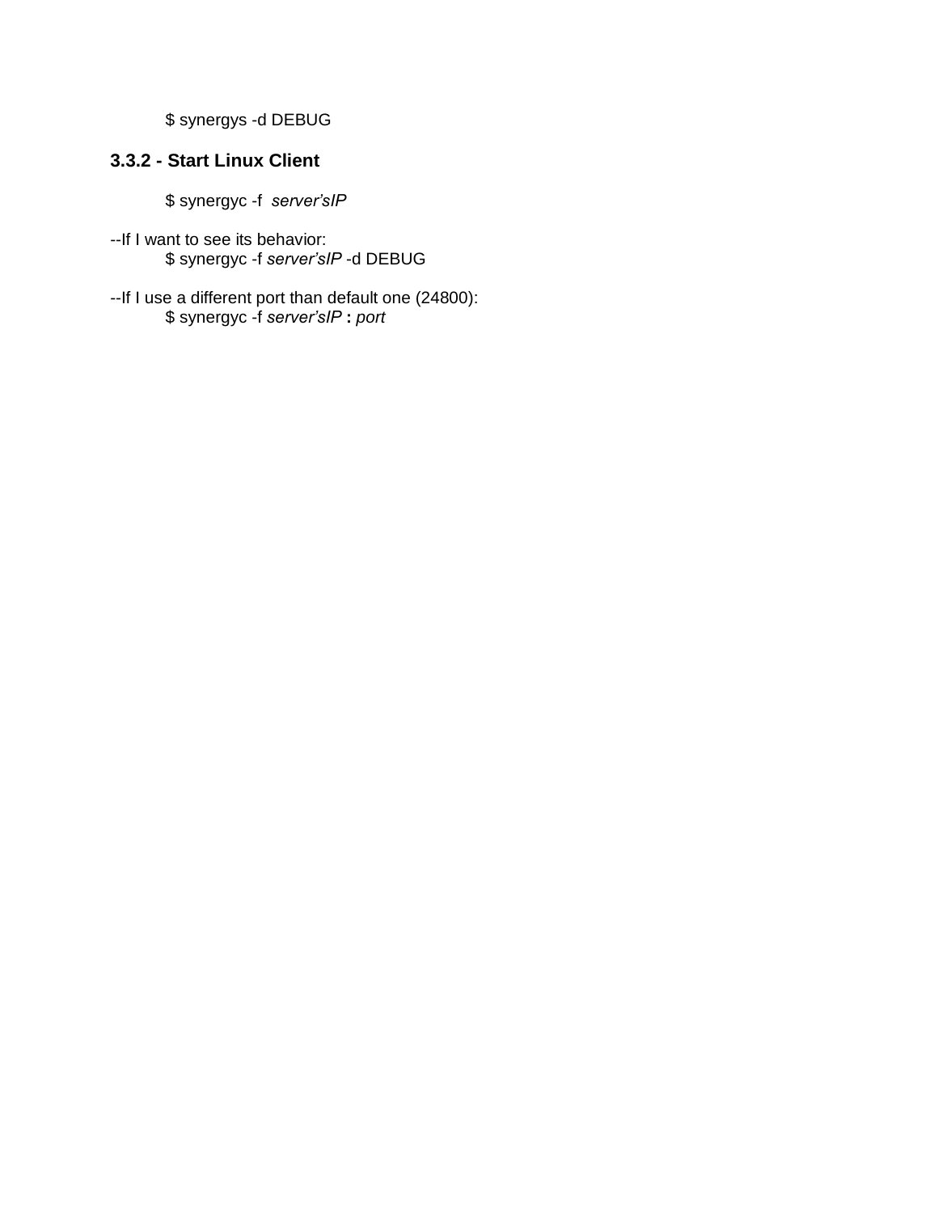$ synergys -d DEBUG

### 3.3.2 - Start Linux Client

$ synergyc -f *server's IP*

--If I want to see its behavior:

$ synergyc -f *server's IP* -d DEBUG

--If I use a different port than default one (24800):

$ synergyc -f *server's IP* **:** *port*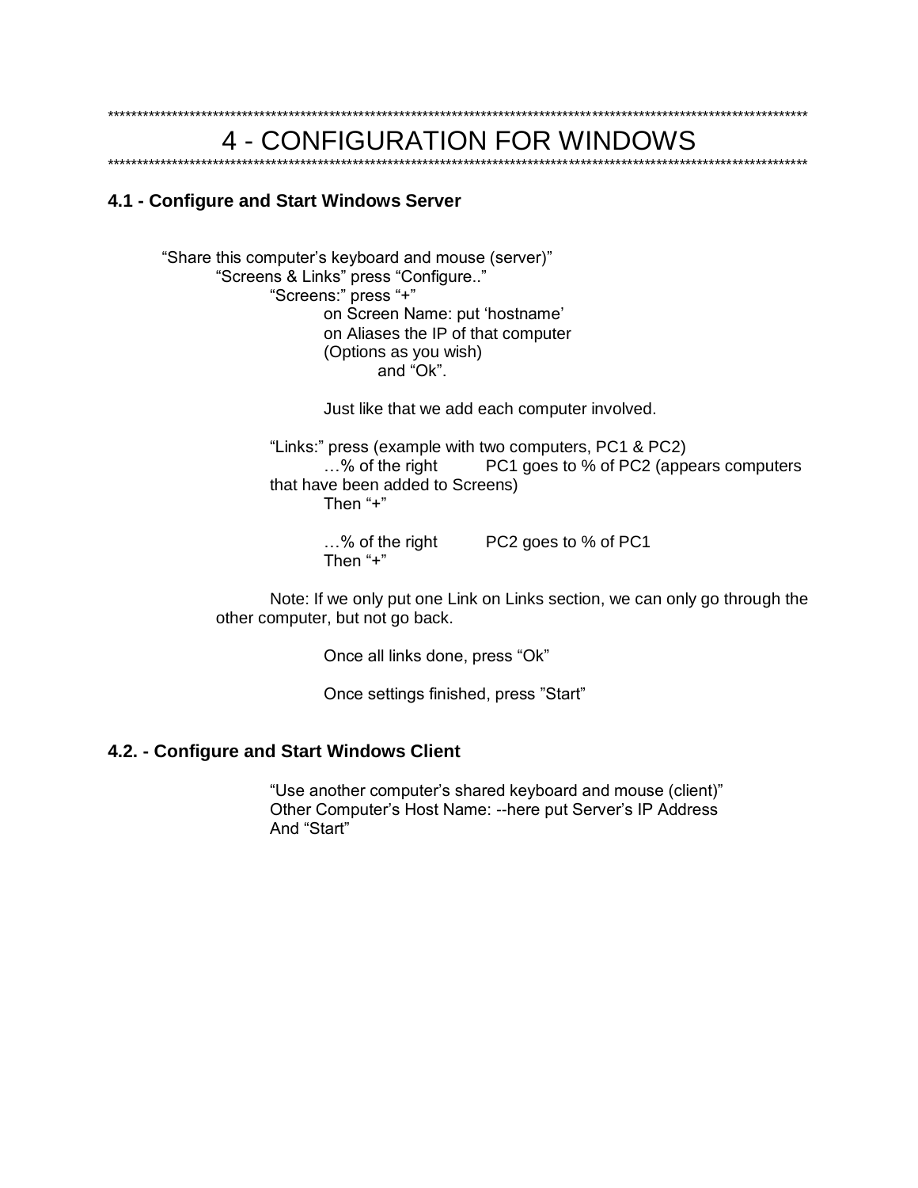************************************************************************************************************************

# 4 - CONFIGURATION FOR WINDOWS

************************************************************************************************************************

### 4.1 - Configure and Start Windows Server

"Share this computer's keyboard and mouse (server)"

"Screens & Links" press "Configure.."

"Screens:" press "+"

on Screen Name: put 'hostname'
on Aliases the IP of that computer
(Options as you wish)
and "Ok".

Just like that we add each computer involved.

"Links:" press (example with two computers, PC1 & PC2)

…% of the right PC1 goes to % of PC2 (appears computers that have been added to Screens)
Then "+"

…% of the right PC2 goes to % of PC1
Then "+"

Note: If we only put one Link on Links section, we can only go through the other computer, but not go back.

Once all links done, press "Ok"

Once settings finished, press "Start"

### 4.2. - Configure and Start Windows Client

"Use another computer's shared keyboard and mouse (client)"
Other Computer's Host Name: --here put Server's IP Address
And "Start"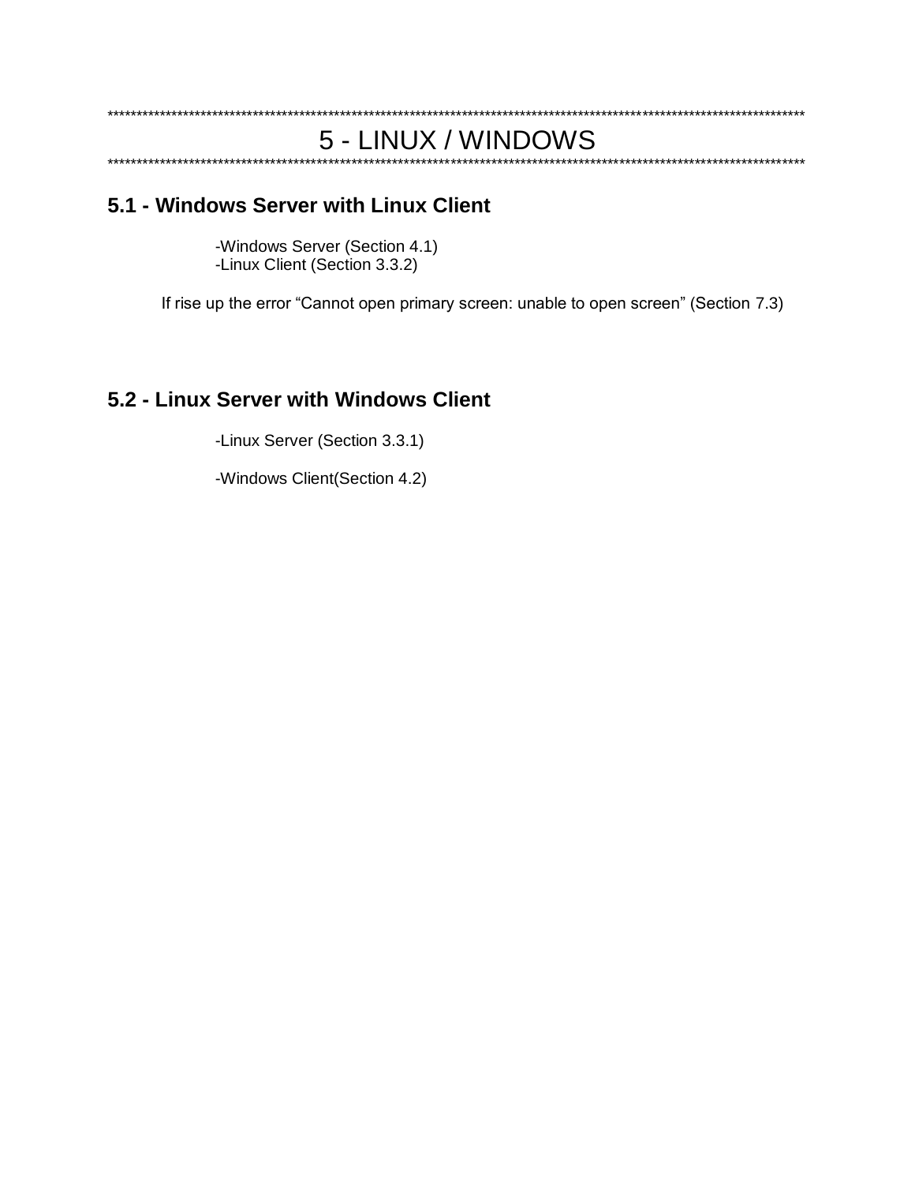************************************************************************************************************************

# 5 - LINUX / WINDOWS

************************************************************************************************************************

## 5.1 - Windows Server with Linux Client

-Windows Server (Section 4.1)
-Linux Client (Section 3.3.2)

If rise up the error “Cannot open primary screen: unable to open screen” (Section 7.3)

## 5.2 - Linux Server with Windows Client

-Linux Server (Section 3.3.1)

-Windows Client(Section 4.2)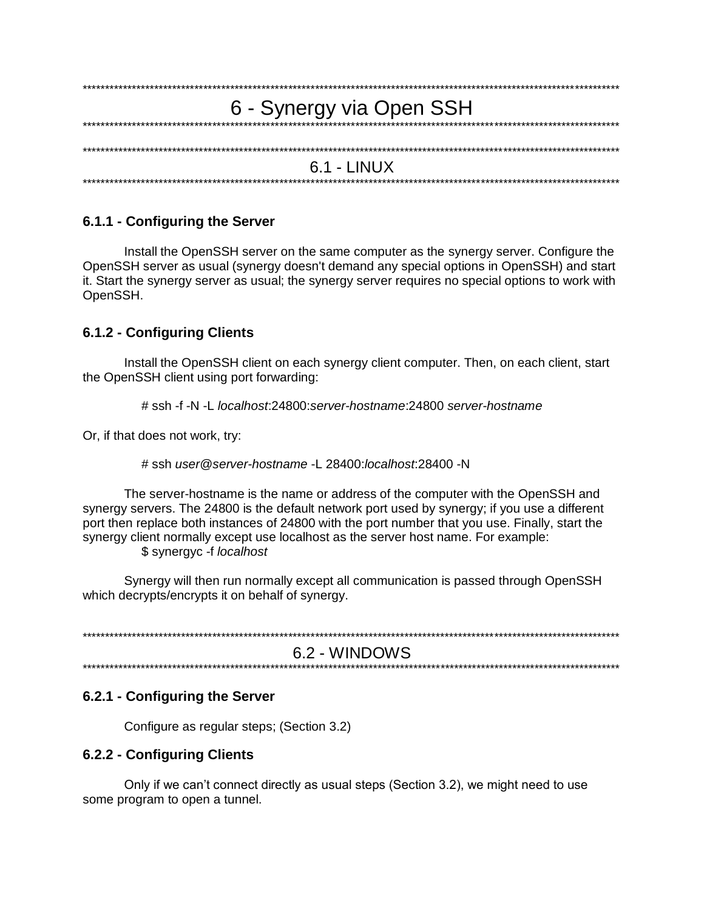# 6 - Synergy via Open SSH

## 6.1 - LINUX

### 6.1.1 - Configuring the Server

Install the OpenSSH server on the same computer as the synergy server. Configure the OpenSSH server as usual (synergy doesn't demand any special options in OpenSSH) and start it. Start the synergy server as usual; the synergy server requires no special options to work with OpenSSH.

### 6.1.2 - Configuring Clients

Install the OpenSSH client on each synergy client computer. Then, on each client, start the OpenSSH client using port forwarding:

# ssh -f -N -L *localhost*:24800:*server-hostname*:24800 *server-hostname*

Or, if that does not work, try:

# ssh *user@server-hostname* -L 28400:*localhost*:28400 -N

The server-hostname is the name or address of the computer with the OpenSSH and synergy servers. The 24800 is the default network port used by synergy; if you use a different port then replace both instances of 24800 with the port number that you use. Finally, start the synergy client normally except use localhost as the server host name. For example:

$ synergyc -f *localhost*

Synergy will then run normally except all communication is passed through OpenSSH which decrypts/encrypts it on behalf of synergy.

## 6.2 - WINDOWS

### 6.2.1 - Configuring the Server

Configure as regular steps; (Section 3.2)

### 6.2.2 - Configuring Clients

Only if we can't connect directly as usual steps (Section 3.2), we might need to use some program to open a tunnel.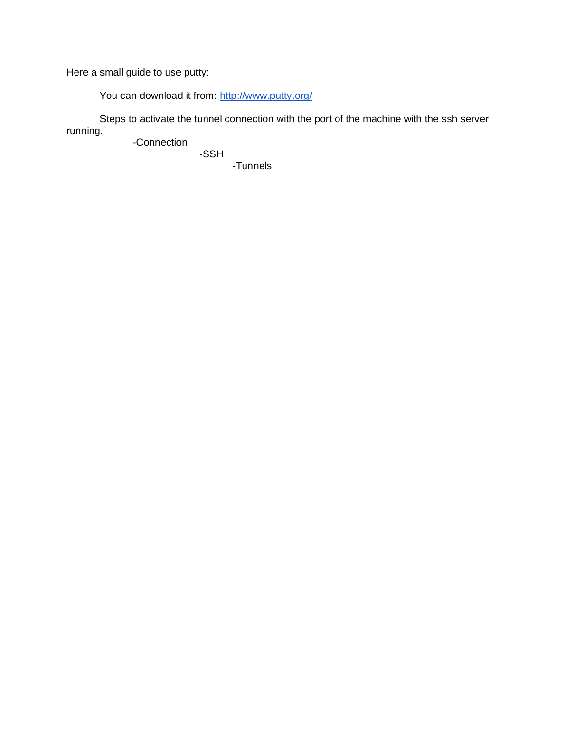Here a small guide to use putty:

You can download it from: http://www.putty.org/

Steps to activate the tunnel connection with the port of the machine with the ssh server running.

- -Connection
  - -SSH
    - -Tunnels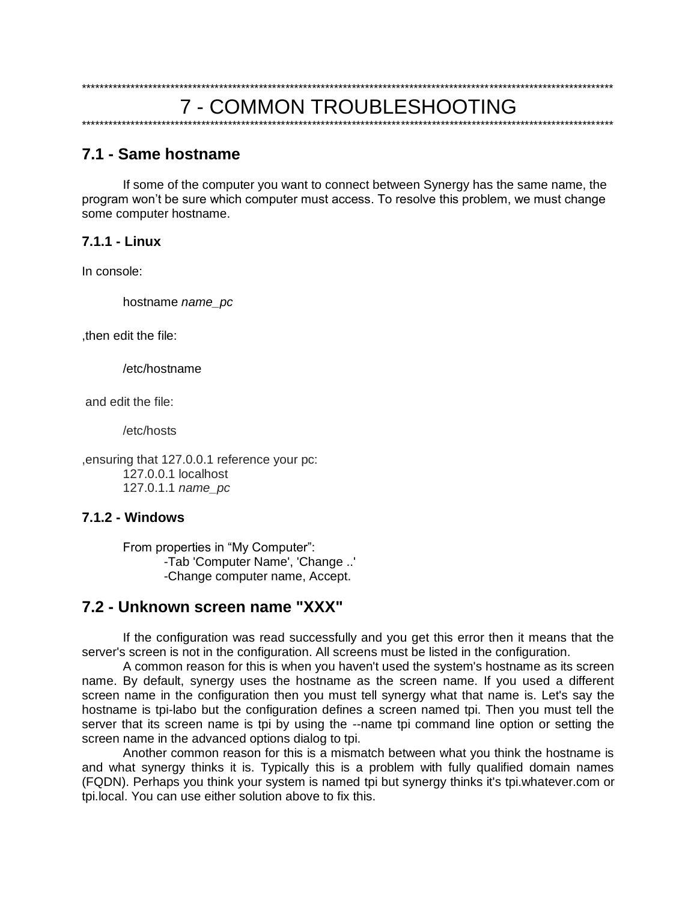*****************************************************************************************************************************

# 7 - COMMON TROUBLESHOOTING

*****************************************************************************************************************************

## 7.1 - Same hostname

If some of the computer you want to connect between Synergy has the same name, the program won't be sure which computer must access. To resolve this problem, we must change some computer hostname.

### 7.1.1 - Linux

In console:

hostname *name_pc*

,then edit the file:

/etc/hostname

and edit the file:

/etc/hosts

,ensuring that 127.0.0.1 reference your pc:
127.0.0.1 localhost
127.0.1.1 *name_pc*

### 7.1.2 - Windows

From properties in "My Computer":
-Tab 'Computer Name', 'Change ..'
-Change computer name, Accept.

## 7.2 - Unknown screen name "XXX"

If the configuration was read successfully and you get this error then it means that the server's screen is not in the configuration. All screens must be listed in the configuration.

A common reason for this is when you haven't used the system's hostname as its screen name. By default, synergy uses the hostname as the screen name. If you used a different screen name in the configuration then you must tell synergy what that name is. Let's say the hostname is tpi-labo but the configuration defines a screen named tpi. Then you must tell the server that its screen name is tpi by using the --name tpi command line option or setting the screen name in the advanced options dialog to tpi.

Another common reason for this is a mismatch between what you think the hostname is and what synergy thinks it is. Typically this is a problem with fully qualified domain names (FQDN). Perhaps you think your system is named tpi but synergy thinks it's tpi.whatever.com or tpi.local. You can use either solution above to fix this.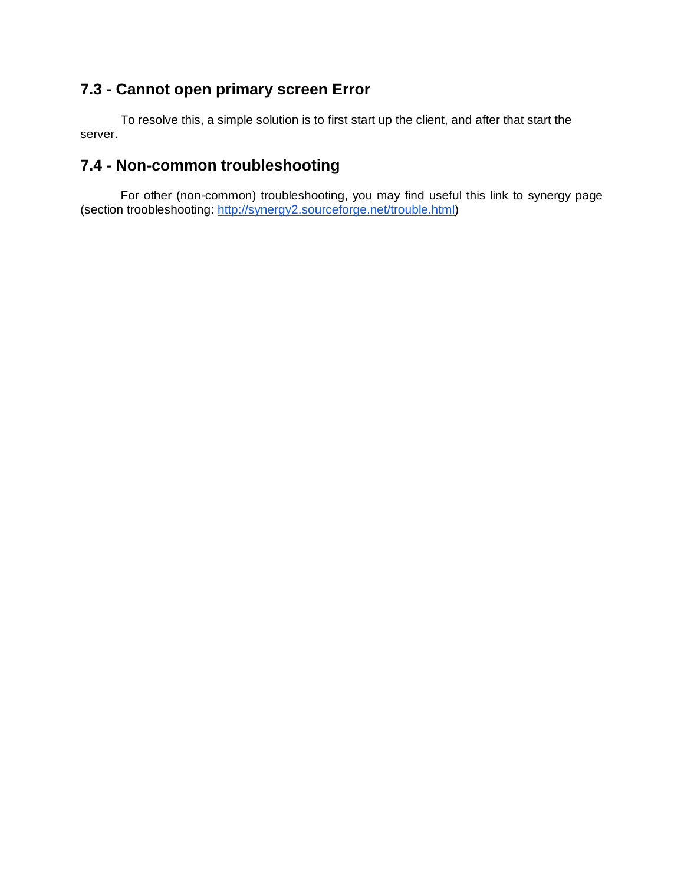## 7.3 - Cannot open primary screen Error

To resolve this, a simple solution is to first start up the client, and after that start the server.

## 7.4 - Non-common troubleshooting

For other (non-common) troubleshooting, you may find useful this link to synergy page (section trooblesh​ooting: [http://synergy2.sourceforge.net/trouble.html](http://synergy2.sourceforge.net/trouble.html))